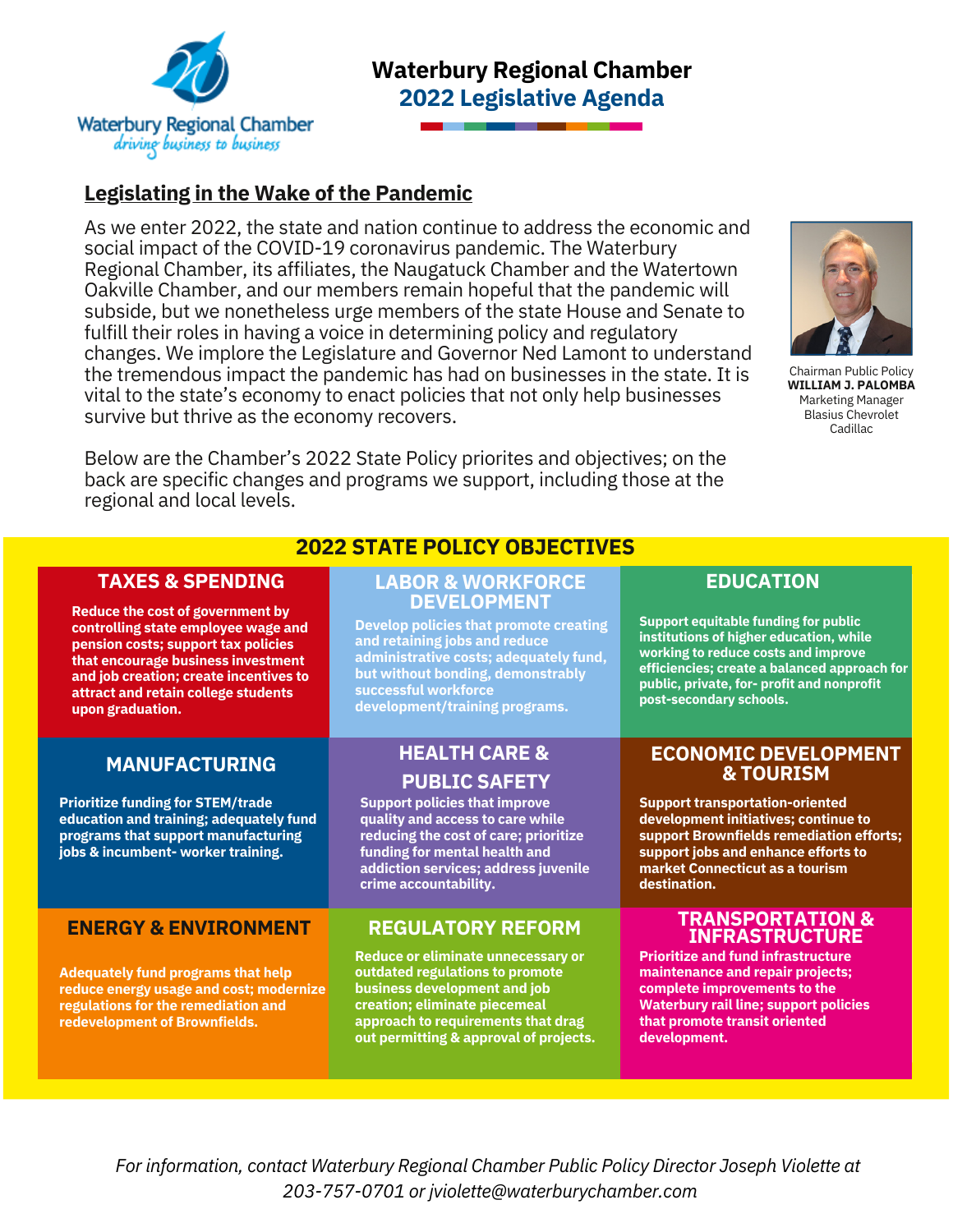Waterbury Regional Chamber
*driving business to business*

# Waterbury Regional Chamber
## 2022 Legislative Agenda

### Legislating in the Wake of the Pandemic

As we enter 2022, the state and nation continue to address the economic and social impact of the COVID-19 coronavirus pandemic. The Waterbury Regional Chamber, its affiliates, the Naugatuck Chamber and the Watertown Oakville Chamber, and our members remain hopeful that the pandemic will subside, but we nonetheless urge members of the state House and Senate to fulfill their roles in having a voice in determining policy and regulatory changes. We implore the Legislature and Governor Ned Lamont to understand the tremendous impact the pandemic has had on businesses in the state. It is vital to the state's economy to enact policies that not only help businesses survive but thrive as the economy recovers.

Chairman Public Policy
**WILLIAM J. PALOMBA**
Marketing Manager
Blasius Chevrolet Cadillac

Below are the Chamber's 2022 State Policy priorites and objectives; on the back are specific changes and programs we support, including those at the regional and local levels.

## 2022 STATE POLICY OBJECTIVES

### TAXES & SPENDING

**Reduce the cost of government by controlling state employee wage and pension costs; support tax policies that encourage business investment and job creation; create incentives to attract and retain college students upon graduation.**

### LABOR & WORKFORCE DEVELOPMENT

**Develop policies that promote creating and retaining jobs and reduce administrative costs; adequately fund, but without bonding, demonstrably successful workforce development/training programs.**

### EDUCATION

**Support equitable funding for public institutions of higher education, while working to reduce costs and improve efficiencies; create a balanced approach for public, private, for- profit and nonprofit post-secondary schools.**

### MANUFACTURING

**Prioritize funding for STEM/trade education and training; adequately fund programs that support manufacturing jobs & incumbent- worker training.**

### HEALTH CARE & PUBLIC SAFETY

**Support policies that improve quality and access to care while reducing the cost of care; prioritize funding for mental health and addiction services; address juvenile crime accountability.**

### ECONOMIC DEVELOPMENT & TOURISM

**Support transportation-oriented development initiatives; continue to support Brownfields remediation efforts; support jobs and enhance efforts to market Connecticut as a tourism destination.**

### ENERGY & ENVIRONMENT

**Adequately fund programs that help reduce energy usage and cost; modernize regulations for the remediation and redevelopment of Brownfields.**

### REGULATORY REFORM

**Reduce or eliminate unnecessary or outdated regulations to promote business development and job creation; eliminate piecemeal approach to requirements that drag out permitting & approval of projects.**

### TRANSPORTATION & INFRASTRUCTURE

**Prioritize and fund infrastructure maintenance and repair projects; complete improvements to the Waterbury rail line; support policies that promote transit oriented development.**

*For information, contact Waterbury Regional Chamber Public Policy Director Joseph Violette at 203-757-0701 or jviolette@waterburychamber.com*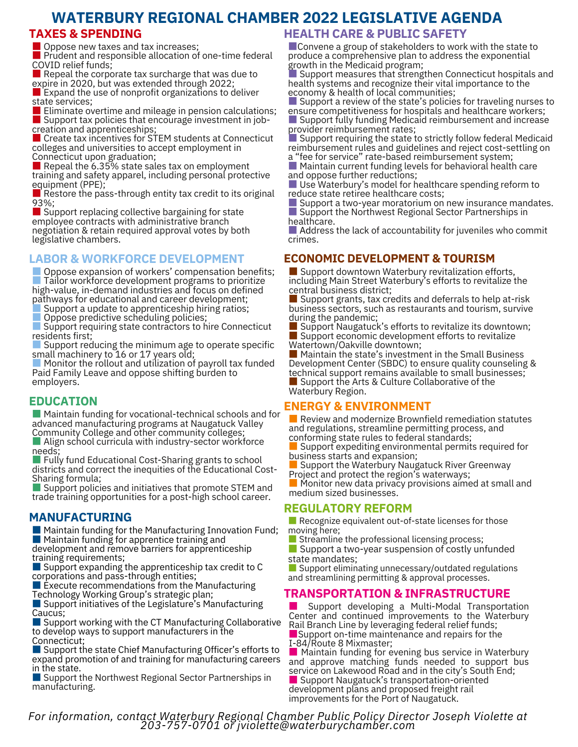# WATERBURY REGIONAL CHAMBER 2022 LEGISLATIVE AGENDA

## TAXES & SPENDING

- Oppose new taxes and tax increases;
- Prudent and responsible allocation of one-time federal COVID relief funds;
- Repeal the corporate tax surcharge that was due to expire in 2020, but was extended through 2022;
- Expand the use of nonprofit organizations to deliver state services;
- Eliminate overtime and mileage in pension calculations;
- Support tax policies that encourage investment in job-creation and apprenticeships;
- Create tax incentives for STEM students at Connecticut colleges and universities to accept employment in Connecticut upon graduation;
- Repeal the 6.35% state sales tax on employment training and safety apparel, including personal protective equipment (PPE);
- Restore the pass-through entity tax credit to its original 93%;
- Support replacing collective bargaining for state employee contracts with administrative branch negotiation & retain required approval votes by both legislative chambers.

## LABOR & WORKFORCE DEVELOPMENT

- Oppose expansion of workers' compensation benefits;
- Tailor workforce development programs to prioritize high-value, in-demand industries and focus on defined pathways for educational and career development;
- Support a update to apprenticeship hiring ratios;
- Oppose predictive scheduling policies;
- Support requiring state contractors to hire Connecticut residents first;
- Support reducing the minimum age to operate specific small machinery to 16 or 17 years old;
- Monitor the rollout and utilization of payroll tax funded Paid Family Leave and oppose shifting burden to employers.

## EDUCATION

- Maintain funding for vocational-technical schools and for advanced manufacturing programs at Naugatuck Valley Community College and other community colleges;
- Align school curricula with industry-sector workforce needs;
- Fully fund Educational Cost-Sharing grants to school districts and correct the inequities of the Educational Cost-Sharing formula;
- Support policies and initiatives that promote STEM and trade training opportunities for a post-high school career.

## MANUFACTURING

- Maintain funding for the Manufacturing Innovation Fund;
- Maintain funding for apprentice training and development and remove barriers for apprenticeship training requirements;
- Support expanding the apprenticeship tax credit to C corporations and pass-through entities;
- Execute recommendations from the Manufacturing Technology Working Group's strategic plan;
- Support initiatives of the Legislature's Manufacturing Caucus;
- Support working with the CT Manufacturing Collaborative to develop ways to support manufacturers in the Connecticut;
- Support the state Chief Manufacturing Officer's efforts to expand promotion of and training for manufacturing careers in the state.
- Support the Northwest Regional Sector Partnerships in manufacturing.

## HEALTH CARE & PUBLIC SAFETY

- Convene a group of stakeholders to work with the state to produce a comprehensive plan to address the exponential growth in the Medicaid program;
- Support measures that strengthen Connecticut hospitals and health systems and recognize their vital importance to the economy & health of local communities;
- Support a review of the state's policies for traveling nurses to ensure competitiveness for hospitals and healthcare workers;
- Support fully funding Medicaid reimbursement and increase provider reimbursement rates;
- Support requiring the state to strictly follow federal Medicaid reimbursement rules and guidelines and reject cost-settling on a "fee for service" rate-based reimbursement system;
- Maintain current funding levels for behavioral health care and oppose further reductions;
- Use Waterbury's model for healthcare spending reform to reduce state retiree healthcare costs;
- Support a two-year moratorium on new insurance mandates.
- Support the Northwest Regional Sector Partnerships in healthcare.
- Address the lack of accountability for juveniles who commit crimes.

## ECONOMIC DEVELOPMENT & TOURISM

- Support downtown Waterbury revitalization efforts, including Main Street Waterbury's efforts to revitalize the central business district;
- Support grants, tax credits and deferrals to help at-risk business sectors, such as restaurants and tourism, survive during the pandemic;
- Support Naugatuck's efforts to revitalize its downtown;
- Support economic development efforts to revitalize Watertown/Oakville downtown;
- Maintain the state's investment in the Small Business Development Center (SBDC) to ensure quality counseling & technical support remains available to small businesses;
- Support the Arts & Culture Collaborative of the Waterbury Region.

## ENERGY & ENVIRONMENT

- Review and modernize Brownfield remediation statutes and regulations, streamline permitting process, and conforming state rules to federal standards;
- Support expediting environmental permits required for business starts and expansion;
- Support the Waterbury Naugatuck River Greenway Project and protect the region's waterways;
- Monitor new data privacy provisions aimed at small and medium sized businesses.

## REGULATORY REFORM

- Recognize equivalent out-of-state licenses for those moving here;
- Streamline the professional licensing process;
- Support a two-year suspension of costly unfunded state mandates;
- Support eliminating unnecessary/outdated regulations and streamlining permitting & approval processes.

## TRANSPORTATION & INFRASTRUCTURE

- Support developing a Multi-Modal Transportation Center and continued improvements to the Waterbury Rail Branch Line by leveraging federal relief funds;
- Support on-time maintenance and repairs for the I-84/Route 8 Mixmaster;
- Maintain funding for evening bus service in Waterbury and approve matching funds needed to support bus service on Lakewood Road and in the city's South End;
- Support Naugatuck's transportation-oriented development plans and proposed freight rail improvements for the Port of Naugatuck.

*For information, contact Waterbury Regional Chamber Public Policy Director Joseph Violette at 203-757-0701 or jviolette@waterburychamber.com*